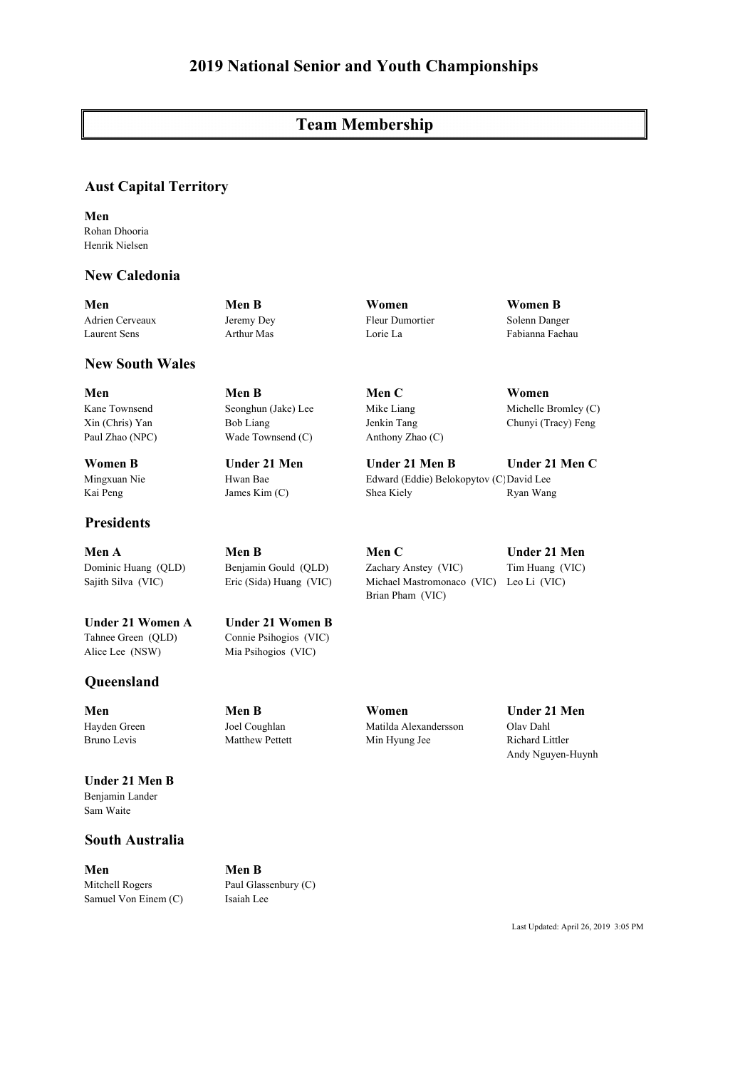# 2019 National Senior and Youth Championships

## Team Membership

### Aust Capital Territory

**Men**
Rohan Dhooria
Henrik Nielsen

### New Caledonia

**Men**
Adrien Cerveaux
Laurent Sens

**Men B**
Jeremy Dey
Arthur Mas

**Women**
Fleur Dumortier
Lorie La

**Women B**
Solenn Danger
Fabianna Faehau

### New South Wales

**Men**
Kane Townsend
Xin (Chris) Yan
Paul Zhao (NPC)

**Men B**
Seonghun (Jake) Lee
Bob Liang
Wade Townsend (C)

**Men C**
Mike Liang
Jenkin Tang
Anthony Zhao (C)

**Women**
Michelle Bromley (C)
Chunyi (Tracy) Feng

**Women B**
Mingxuan Nie
Kai Peng

**Under 21 Men**
Hwan Bae
James Kim (C)

**Under 21 Men B**
Edward (Eddie) Belokopytov (C)
Shea Kiely

**Under 21 Men C**
David Lee
Ryan Wang

### Presidents

**Men A**
Dominic Huang (QLD)
Sajith Silva (VIC)

**Men B**
Benjamin Gould (QLD)
Eric (Sida) Huang (VIC)

**Men C**
Zachary Anstey (VIC)
Michael Mastromonaco (VIC)
Brian Pham (VIC)

**Under 21 Men**
Tim Huang (VIC)
Leo Li (VIC)

**Under 21 Women A**
Tahnee Green (QLD)
Alice Lee (NSW)

**Under 21 Women B**
Connie Psihogios (VIC)
Mia Psihogios (VIC)

### Queensland

**Men**
Hayden Green
Bruno Levis

**Men B**
Joel Coughlan
Matthew Pettett

**Women**
Matilda Alexandersson
Min Hyung Jee

**Under 21 Men**
Olav Dahl
Richard Littler
Andy Nguyen-Huynh

**Under 21 Men B**
Benjamin Lander
Sam Waite

### South Australia

**Men**
Mitchell Rogers
Samuel Von Einem (C)

**Men B**
Paul Glassenbury (C)
Isaiah Lee

Last Updated: April 26, 2019 3:05 PM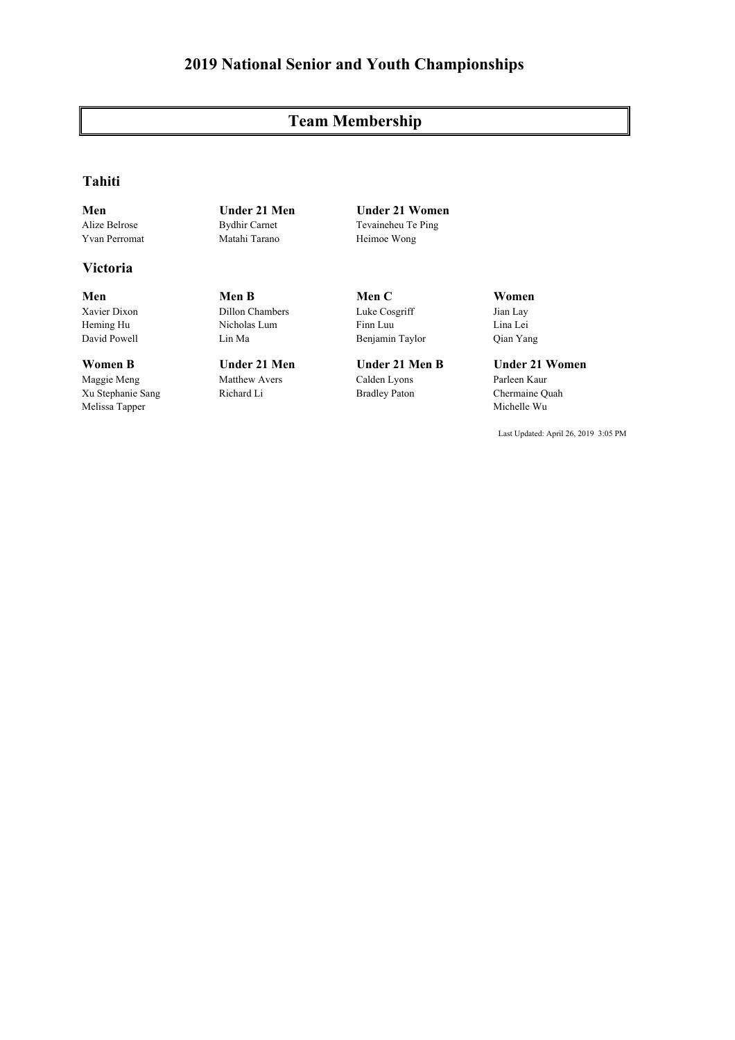# 2019 National Senior and Youth Championships

## Team Membership

### Tahiti

| Men | Under 21 Men | Under 21 Women |
|---|---|---|
| Alize Belrose | Bydhir Carnet | Tevaineheu Te Ping |
| Yvan Perromat | Matahi Tarano | Heimoe Wong |

### Victoria

| Men | Men B | Men C | Women |
|---|---|---|---|
| Xavier Dixon | Dillon Chambers | Luke Cosgriff | Jian Lay |
| Heming Hu | Nicholas Lum | Finn Luu | Lina Lei |
| David Powell | Lin Ma | Benjamin Taylor | Qian Yang |

| Women B | Under 21 Men | Under 21 Men B | Under 21 Women |
|---|---|---|---|
| Maggie Meng | Matthew Avers | Calden Lyons | Parleen Kaur |
| Xu Stephanie Sang | Richard Li | Bradley Paton | Chermaine Quah |
| Melissa Tapper | | | Michelle Wu |

Last Updated: April 26, 2019 3:05 PM